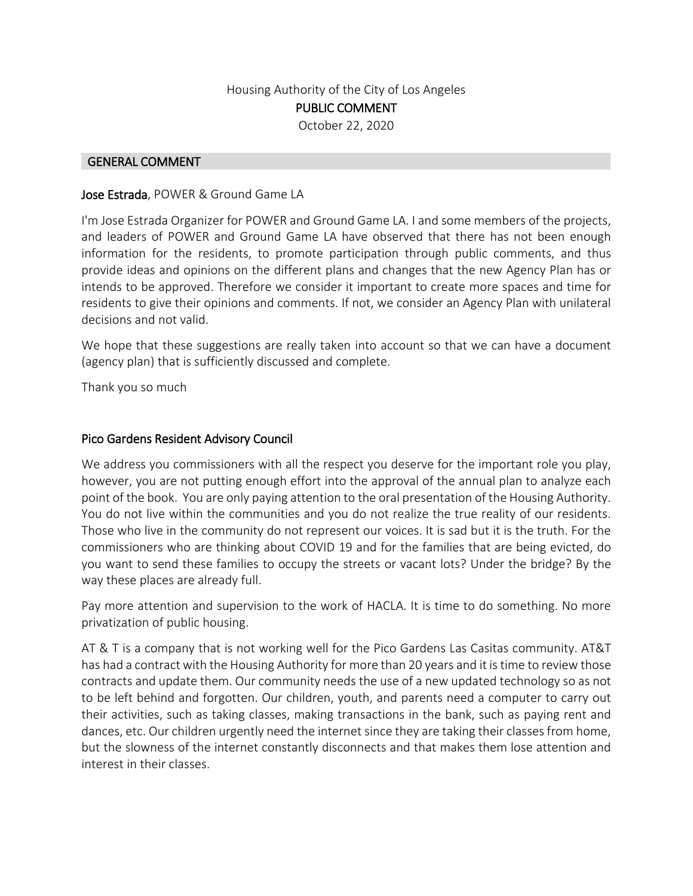Housing Authority of the City of Los Angeles

**PUBLIC COMMENT**

October 22, 2020

## GENERAL COMMENT

**Jose Estrada**, POWER & Ground Game LA

I'm Jose Estrada Organizer for POWER and Ground Game LA. I and some members of the projects, and leaders of POWER and Ground Game LA have observed that there has not been enough information for the residents, to promote participation through public comments, and thus provide ideas and opinions on the different plans and changes that the new Agency Plan has or intends to be approved. Therefore we consider it important to create more spaces and time for residents to give their opinions and comments. If not, we consider an Agency Plan with unilateral decisions and not valid.

We hope that these suggestions are really taken into account so that we can have a document (agency plan) that is sufficiently discussed and complete.

Thank you so much

**Pico Gardens Resident Advisory Council**

We address you commissioners with all the respect you deserve for the important role you play, however, you are not putting enough effort into the approval of the annual plan to analyze each point of the book. You are only paying attention to the oral presentation of the Housing Authority. You do not live within the communities and you do not realize the true reality of our residents. Those who live in the community do not represent our voices. It is sad but it is the truth. For the commissioners who are thinking about COVID 19 and for the families that are being evicted, do you want to send these families to occupy the streets or vacant lots? Under the bridge? By the way these places are already full.

Pay more attention and supervision to the work of HACLA. It is time to do something. No more privatization of public housing.

AT & T is a company that is not working well for the Pico Gardens Las Casitas community. AT&T has had a contract with the Housing Authority for more than 20 years and it is time to review those contracts and update them. Our community needs the use of a new updated technology so as not to be left behind and forgotten. Our children, youth, and parents need a computer to carry out their activities, such as taking classes, making transactions in the bank, such as paying rent and dances, etc. Our children urgently need the internet since they are taking their classes from home, but the slowness of the internet constantly disconnects and that makes them lose attention and interest in their classes.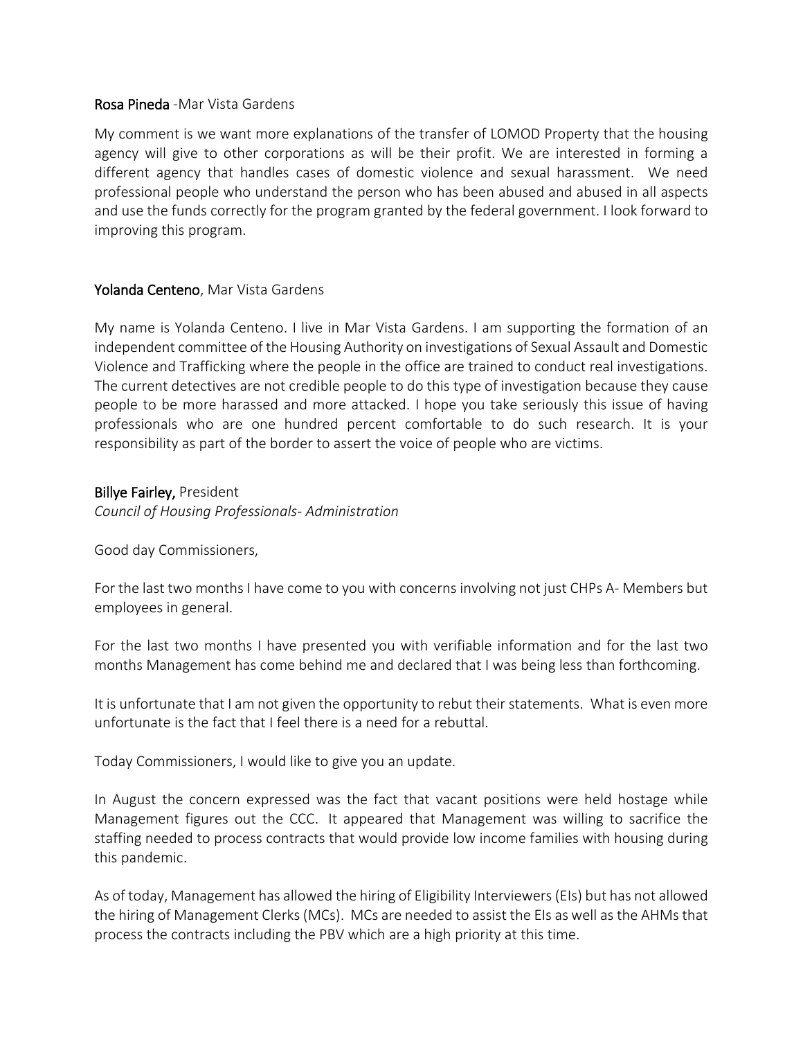**Rosa Pineda** -Mar Vista Gardens

My comment is we want more explanations of the transfer of LOMOD Property that the housing agency will give to other corporations as will be their profit. We are interested in forming a different agency that handles cases of domestic violence and sexual harassment. We need professional people who understand the person who has been abused and abused in all aspects and use the funds correctly for the program granted by the federal government. I look forward to improving this program.

**Yolanda Centeno**, Mar Vista Gardens

My name is Yolanda Centeno. I live in Mar Vista Gardens. I am supporting the formation of an independent committee of the Housing Authority on investigations of Sexual Assault and Domestic Violence and Trafficking where the people in the office are trained to conduct real investigations. The current detectives are not credible people to do this type of investigation because they cause people to be more harassed and more attacked. I hope you take seriously this issue of having professionals who are one hundred percent comfortable to do such research. It is your responsibility as part of the border to assert the voice of people who are victims.

**Billye Fairley,** President
*Council of Housing Professionals- Administration*

Good day Commissioners,

For the last two months I have come to you with concerns involving not just CHPs A- Members but employees in general.

For the last two months I have presented you with verifiable information and for the last two months Management has come behind me and declared that I was being less than forthcoming.

It is unfortunate that I am not given the opportunity to rebut their statements. What is even more unfortunate is the fact that I feel there is a need for a rebuttal.

Today Commissioners, I would like to give you an update.

In August the concern expressed was the fact that vacant positions were held hostage while Management figures out the CCC. It appeared that Management was willing to sacrifice the staffing needed to process contracts that would provide low income families with housing during this pandemic.

As of today, Management has allowed the hiring of Eligibility Interviewers (EIs) but has not allowed the hiring of Management Clerks (MCs). MCs are needed to assist the EIs as well as the AHMs that process the contracts including the PBV which are a high priority at this time.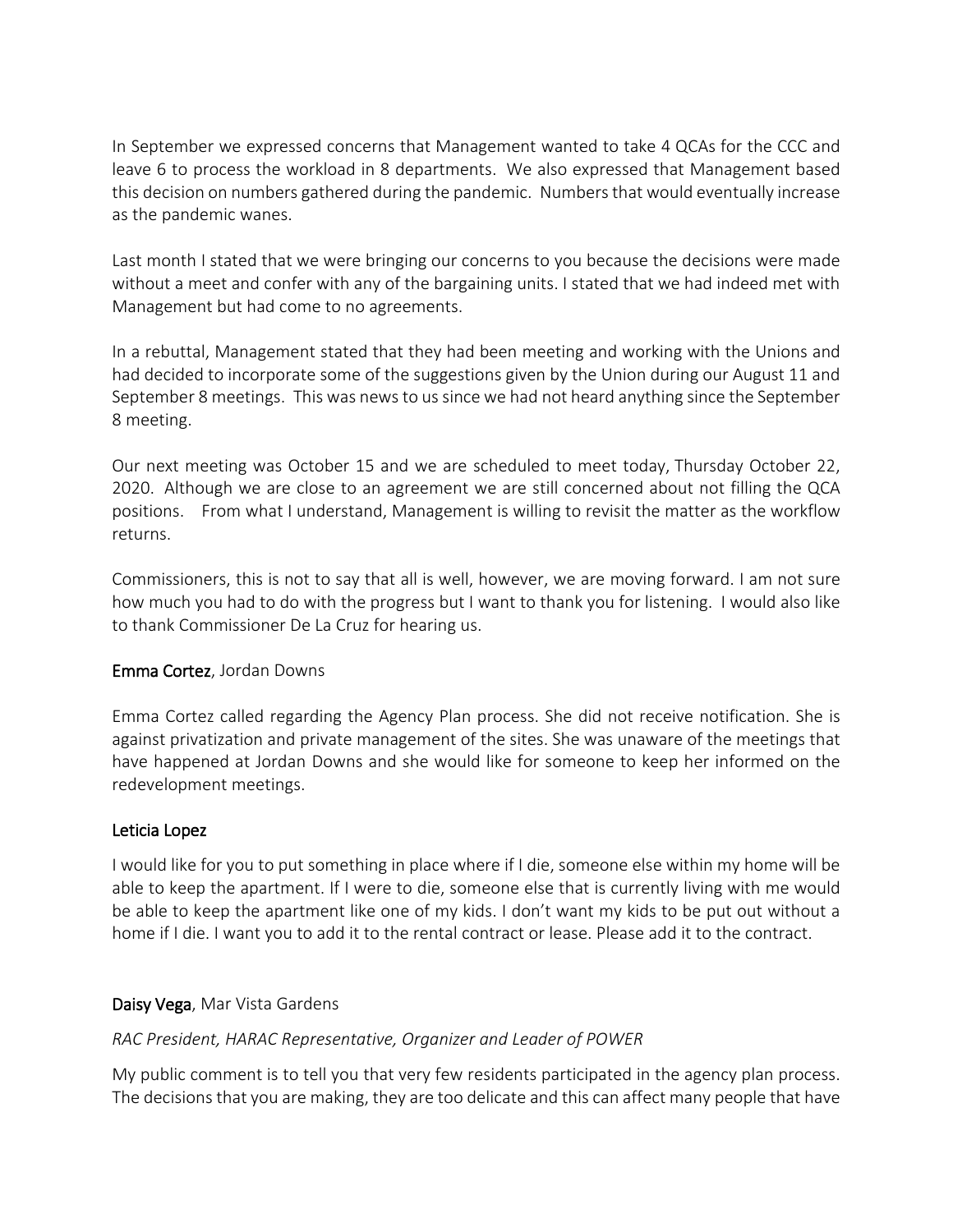In September we expressed concerns that Management wanted to take 4 QCAs for the CCC and leave 6 to process the workload in 8 departments. We also expressed that Management based this decision on numbers gathered during the pandemic. Numbers that would eventually increase as the pandemic wanes.

Last month I stated that we were bringing our concerns to you because the decisions were made without a meet and confer with any of the bargaining units. I stated that we had indeed met with Management but had come to no agreements.

In a rebuttal, Management stated that they had been meeting and working with the Unions and had decided to incorporate some of the suggestions given by the Union during our August 11 and September 8 meetings. This was news to us since we had not heard anything since the September 8 meeting.

Our next meeting was October 15 and we are scheduled to meet today, Thursday October 22, 2020. Although we are close to an agreement we are still concerned about not filling the QCA positions. From what I understand, Management is willing to revisit the matter as the workflow returns.

Commissioners, this is not to say that all is well, however, we are moving forward. I am not sure how much you had to do with the progress but I want to thank you for listening. I would also like to thank Commissioner De La Cruz for hearing us.

**Emma Cortez**, Jordan Downs

Emma Cortez called regarding the Agency Plan process. She did not receive notification. She is against privatization and private management of the sites. She was unaware of the meetings that have happened at Jordan Downs and she would like for someone to keep her informed on the redevelopment meetings.

**Leticia Lopez**

I would like for you to put something in place where if I die, someone else within my home will be able to keep the apartment. If I were to die, someone else that is currently living with me would be able to keep the apartment like one of my kids. I don't want my kids to be put out without a home if I die. I want you to add it to the rental contract or lease. Please add it to the contract.

**Daisy Vega**, Mar Vista Gardens

*RAC President, HARAC Representative, Organizer and Leader of POWER*

My public comment is to tell you that very few residents participated in the agency plan process. The decisions that you are making, they are too delicate and this can affect many people that have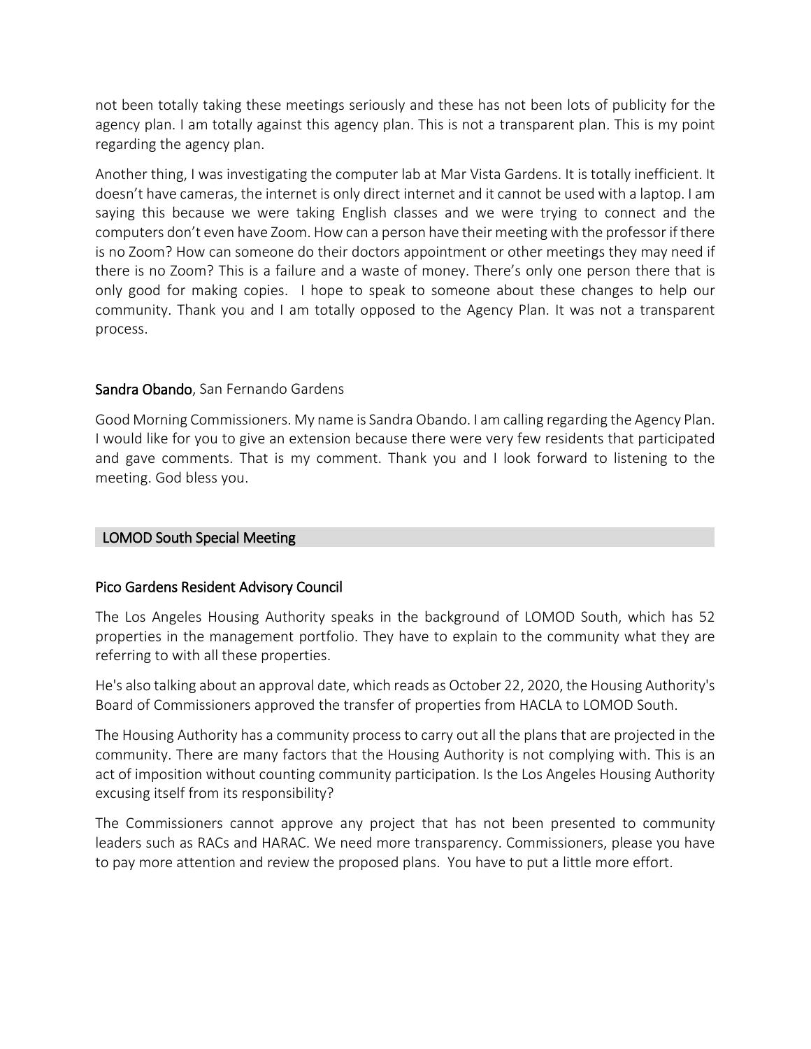not been totally taking these meetings seriously and these has not been lots of publicity for the agency plan. I am totally against this agency plan. This is not a transparent plan. This is my point regarding the agency plan.

Another thing, I was investigating the computer lab at Mar Vista Gardens. It is totally inefficient. It doesn't have cameras, the internet is only direct internet and it cannot be used with a laptop. I am saying this because we were taking English classes and we were trying to connect and the computers don't even have Zoom. How can a person have their meeting with the professor if there is no Zoom? How can someone do their doctors appointment or other meetings they may need if there is no Zoom? This is a failure and a waste of money. There's only one person there that is only good for making copies. I hope to speak to someone about these changes to help our community. Thank you and I am totally opposed to the Agency Plan. It was not a transparent process.

**Sandra Obando**, San Fernando Gardens

Good Morning Commissioners. My name is Sandra Obando. I am calling regarding the Agency Plan. I would like for you to give an extension because there were very few residents that participated and gave comments. That is my comment. Thank you and I look forward to listening to the meeting. God bless you.

## LOMOD South Special Meeting

### Pico Gardens Resident Advisory Council

The Los Angeles Housing Authority speaks in the background of LOMOD South, which has 52 properties in the management portfolio. They have to explain to the community what they are referring to with all these properties.

He's also talking about an approval date, which reads as October 22, 2020, the Housing Authority's Board of Commissioners approved the transfer of properties from HACLA to LOMOD South.

The Housing Authority has a community process to carry out all the plans that are projected in the community. There are many factors that the Housing Authority is not complying with. This is an act of imposition without counting community participation. Is the Los Angeles Housing Authority excusing itself from its responsibility?

The Commissioners cannot approve any project that has not been presented to community leaders such as RACs and HARAC. We need more transparency. Commissioners, please you have to pay more attention and review the proposed plans. You have to put a little more effort.